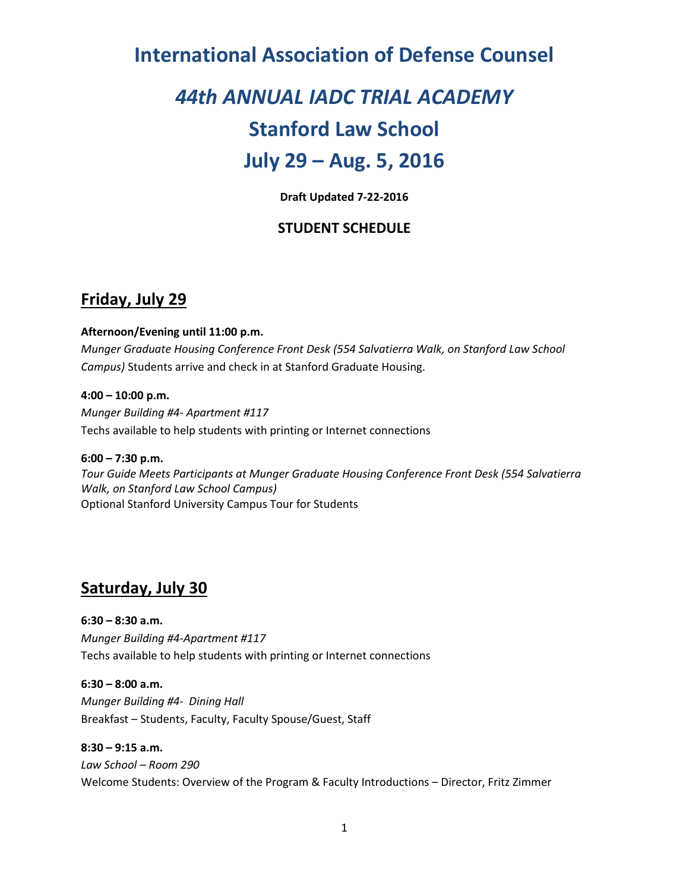# International Association of Defense Counsel

# *44th ANNUAL IADC TRIAL ACADEMY*

# Stanford Law School

# July 29 – Aug. 5, 2016

**Draft Updated 7-22-2016**

**STUDENT SCHEDULE**

## Friday, July 29

**Afternoon/Evening until 11:00 p.m.**
*Munger Graduate Housing Conference Front Desk (554 Salvatierra Walk, on Stanford Law School Campus)* Students arrive and check in at Stanford Graduate Housing.

**4:00 – 10:00 p.m.**
*Munger Building #4- Apartment #117*
Techs available to help students with printing or Internet connections

**6:00 – 7:30 p.m.**
*Tour Guide Meets Participants at Munger Graduate Housing Conference Front Desk (554 Salvatierra Walk, on Stanford Law School Campus)*
Optional Stanford University Campus Tour for Students

## Saturday, July 30

**6:30 – 8:30 a.m.**
*Munger Building #4-Apartment #117*
Techs available to help students with printing or Internet connections

**6:30 – 8:00 a.m.**
*Munger Building #4- Dining Hall*
Breakfast – Students, Faculty, Faculty Spouse/Guest, Staff

**8:30 – 9:15 a.m.**
*Law School – Room 290*
Welcome Students: Overview of the Program & Faculty Introductions – Director, Fritz Zimmer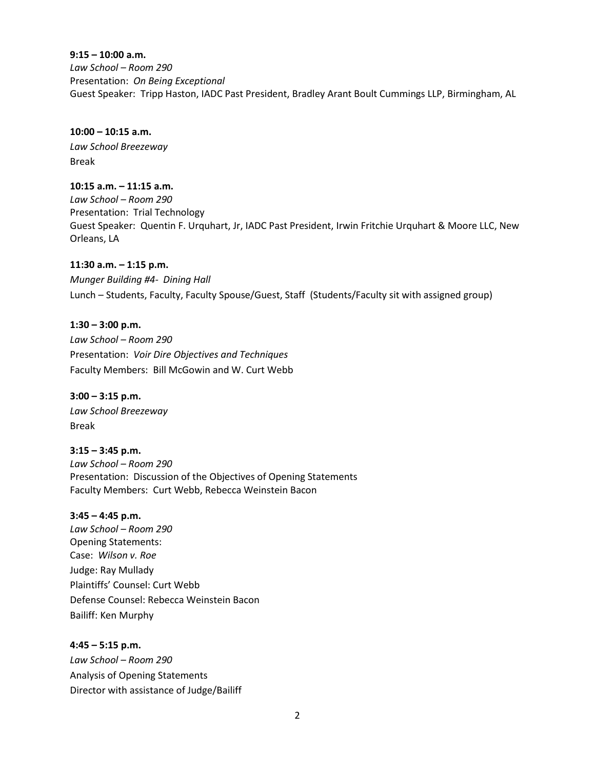**9:15 – 10:00 a.m.**
*Law School – Room 290*
Presentation: *On Being Exceptional*
Guest Speaker: Tripp Haston, IADC Past President, Bradley Arant Boult Cummings LLP, Birmingham, AL

**10:00 – 10:15 a.m.**
*Law School Breezeway*
Break

**10:15 a.m. – 11:15 a.m.**
*Law School – Room 290*
Presentation: Trial Technology
Guest Speaker: Quentin F. Urquhart, Jr, IADC Past President, Irwin Fritchie Urquhart & Moore LLC, New Orleans, LA

**11:30 a.m. – 1:15 p.m.**
*Munger Building #4- Dining Hall*
Lunch – Students, Faculty, Faculty Spouse/Guest, Staff (Students/Faculty sit with assigned group)

**1:30 – 3:00 p.m.**
*Law School – Room 290*
Presentation: *Voir Dire Objectives and Techniques*
Faculty Members: Bill McGowin and W. Curt Webb

**3:00 – 3:15 p.m.**
*Law School Breezeway*
Break

**3:15 – 3:45 p.m.**
*Law School – Room 290*
Presentation: Discussion of the Objectives of Opening Statements
Faculty Members: Curt Webb, Rebecca Weinstein Bacon

**3:45 – 4:45 p.m.**
*Law School – Room 290*
Opening Statements:
Case: *Wilson v. Roe*
Judge: Ray Mullady
Plaintiffs' Counsel: Curt Webb
Defense Counsel: Rebecca Weinstein Bacon
Bailiff: Ken Murphy

**4:45 – 5:15 p.m.**
*Law School – Room 290*
Analysis of Opening Statements
Director with assistance of Judge/Bailiff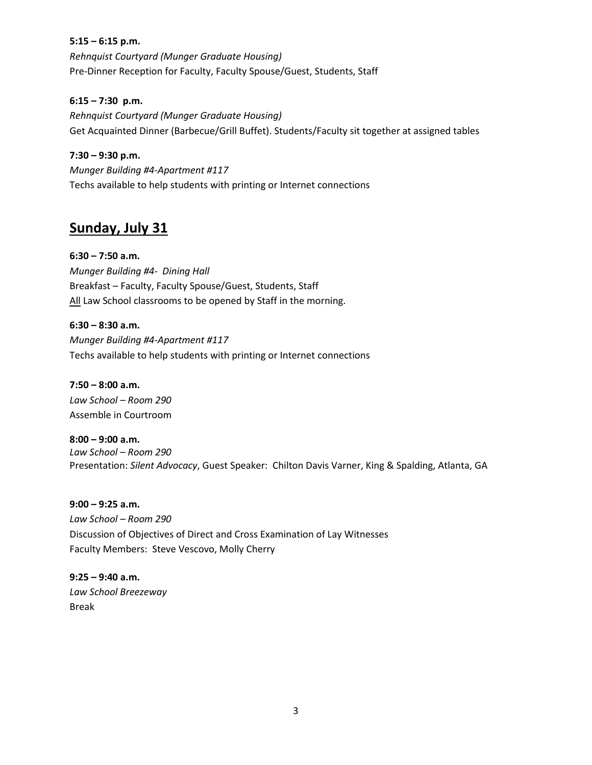**5:15 – 6:15 p.m.**
*Rehnquist Courtyard (Munger Graduate Housing)*
Pre-Dinner Reception for Faculty, Faculty Spouse/Guest, Students, Staff

**6:15 – 7:30 p.m.**
*Rehnquist Courtyard (Munger Graduate Housing)*
Get Acquainted Dinner (Barbecue/Grill Buffet). Students/Faculty sit together at assigned tables

**7:30 – 9:30 p.m.**
*Munger Building #4-Apartment #117*
Techs available to help students with printing or Internet connections

## Sunday, July 31

**6:30 – 7:50 a.m.**
*Munger Building #4- Dining Hall*
Breakfast – Faculty, Faculty Spouse/Guest, Students, Staff
All Law School classrooms to be opened by Staff in the morning.

**6:30 – 8:30 a.m.**
*Munger Building #4-Apartment #117*
Techs available to help students with printing or Internet connections

**7:50 – 8:00 a.m.**
*Law School – Room 290*
Assemble in Courtroom

**8:00 – 9:00 a.m.**
*Law School – Room 290*
Presentation: *Silent Advocacy*, Guest Speaker: Chilton Davis Varner, King & Spalding, Atlanta, GA

**9:00 – 9:25 a.m.**
*Law School – Room 290*
Discussion of Objectives of Direct and Cross Examination of Lay Witnesses
Faculty Members: Steve Vescovo, Molly Cherry

**9:25 – 9:40 a.m.**
*Law School Breezeway*
Break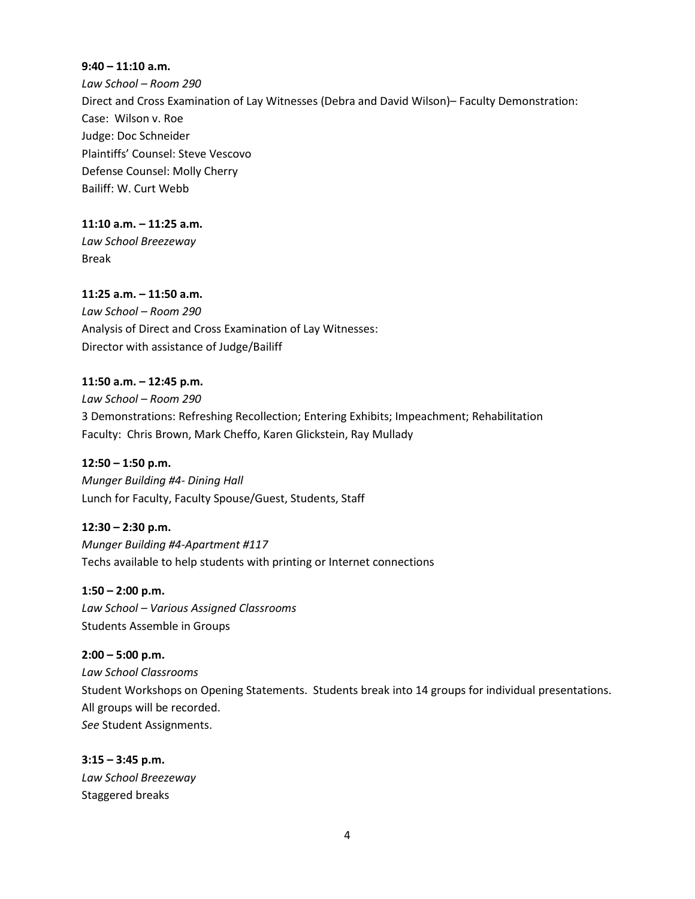**9:40 – 11:10 a.m.**
*Law School – Room 290*
Direct and Cross Examination of Lay Witnesses (Debra and David Wilson)– Faculty Demonstration:
Case: Wilson v. Roe
Judge: Doc Schneider
Plaintiffs' Counsel: Steve Vescovo
Defense Counsel: Molly Cherry
Bailiff: W. Curt Webb

**11:10 a.m. – 11:25 a.m.**
*Law School Breezeway*
Break

**11:25 a.m. – 11:50 a.m.**
*Law School – Room 290*
Analysis of Direct and Cross Examination of Lay Witnesses:
Director with assistance of Judge/Bailiff

**11:50 a.m. – 12:45 p.m.**
*Law School – Room 290*
3 Demonstrations: Refreshing Recollection; Entering Exhibits; Impeachment; Rehabilitation
Faculty: Chris Brown, Mark Cheffo, Karen Glickstein, Ray Mullady

**12:50 – 1:50 p.m.**
*Munger Building #4- Dining Hall*
Lunch for Faculty, Faculty Spouse/Guest, Students, Staff

**12:30 – 2:30 p.m.**
*Munger Building #4-Apartment #117*
Techs available to help students with printing or Internet connections

**1:50 – 2:00 p.m.**
*Law School – Various Assigned Classrooms*
Students Assemble in Groups

**2:00 – 5:00 p.m.**
*Law School Classrooms*
Student Workshops on Opening Statements. Students break into 14 groups for individual presentations.
All groups will be recorded.
*See* Student Assignments.

**3:15 – 3:45 p.m.**
*Law School Breezeway*
Staggered breaks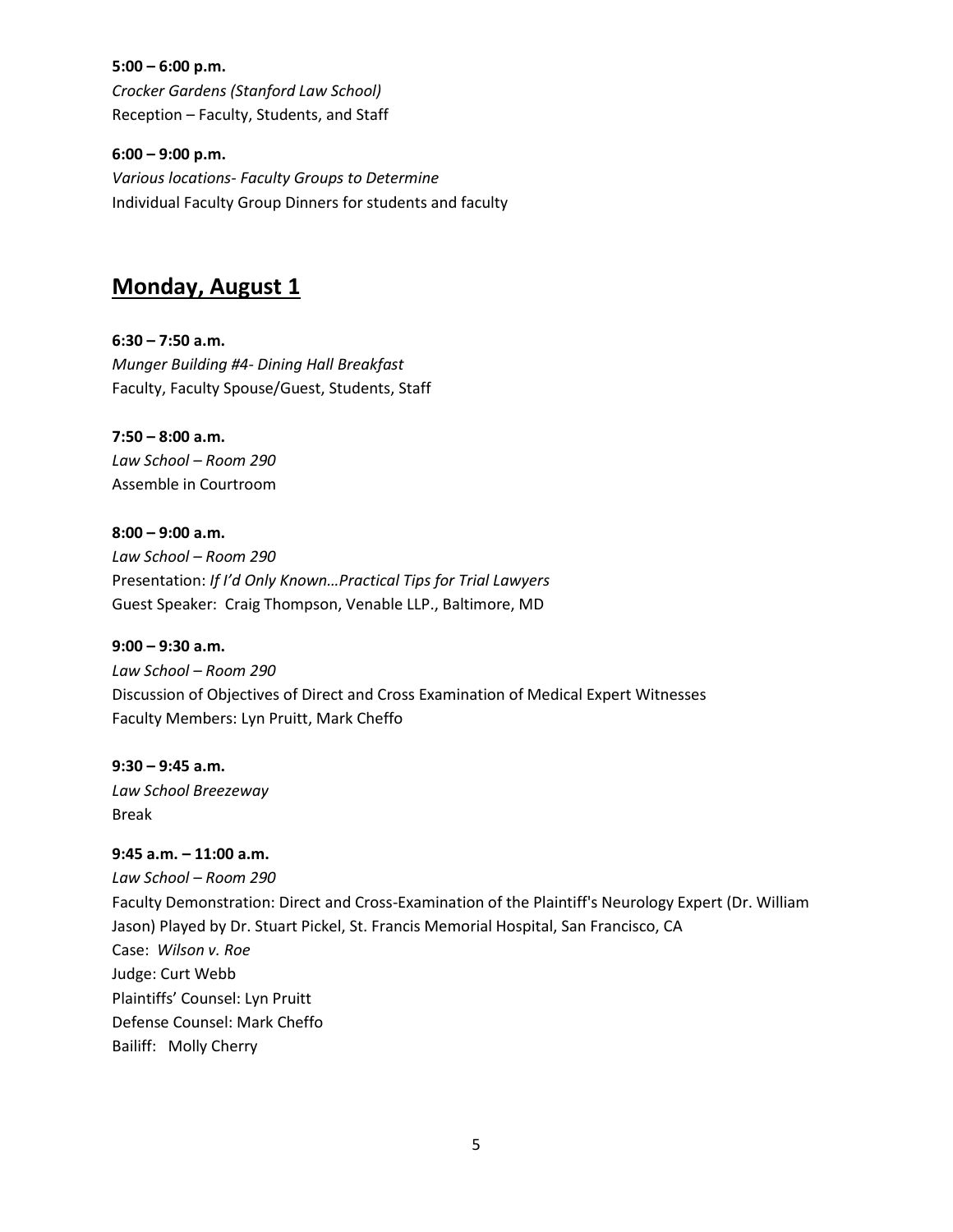**5:00 – 6:00 p.m.**
*Crocker Gardens (Stanford Law School)*
Reception – Faculty, Students, and Staff

**6:00 – 9:00 p.m.**
*Various locations- Faculty Groups to Determine*
Individual Faculty Group Dinners for students and faculty

## Monday, August 1

**6:30 – 7:50 a.m.**
*Munger Building #4- Dining Hall Breakfast*
Faculty, Faculty Spouse/Guest, Students, Staff

**7:50 – 8:00 a.m.**
*Law School – Room 290*
Assemble in Courtroom

**8:00 – 9:00 a.m.**
*Law School – Room 290*
Presentation: *If I'd Only Known…Practical Tips for Trial Lawyers*
Guest Speaker: Craig Thompson, Venable LLP., Baltimore, MD

**9:00 – 9:30 a.m.**
*Law School – Room 290*
Discussion of Objectives of Direct and Cross Examination of Medical Expert Witnesses
Faculty Members: Lyn Pruitt, Mark Cheffo

**9:30 – 9:45 a.m.**
*Law School Breezeway*
Break

**9:45 a.m. – 11:00 a.m.**
*Law School – Room 290*
Faculty Demonstration: Direct and Cross-Examination of the Plaintiff's Neurology Expert (Dr. William Jason) Played by Dr. Stuart Pickel, St. Francis Memorial Hospital, San Francisco, CA
Case: *Wilson v. Roe*
Judge: Curt Webb
Plaintiffs' Counsel: Lyn Pruitt
Defense Counsel: Mark Cheffo
Bailiff: Molly Cherry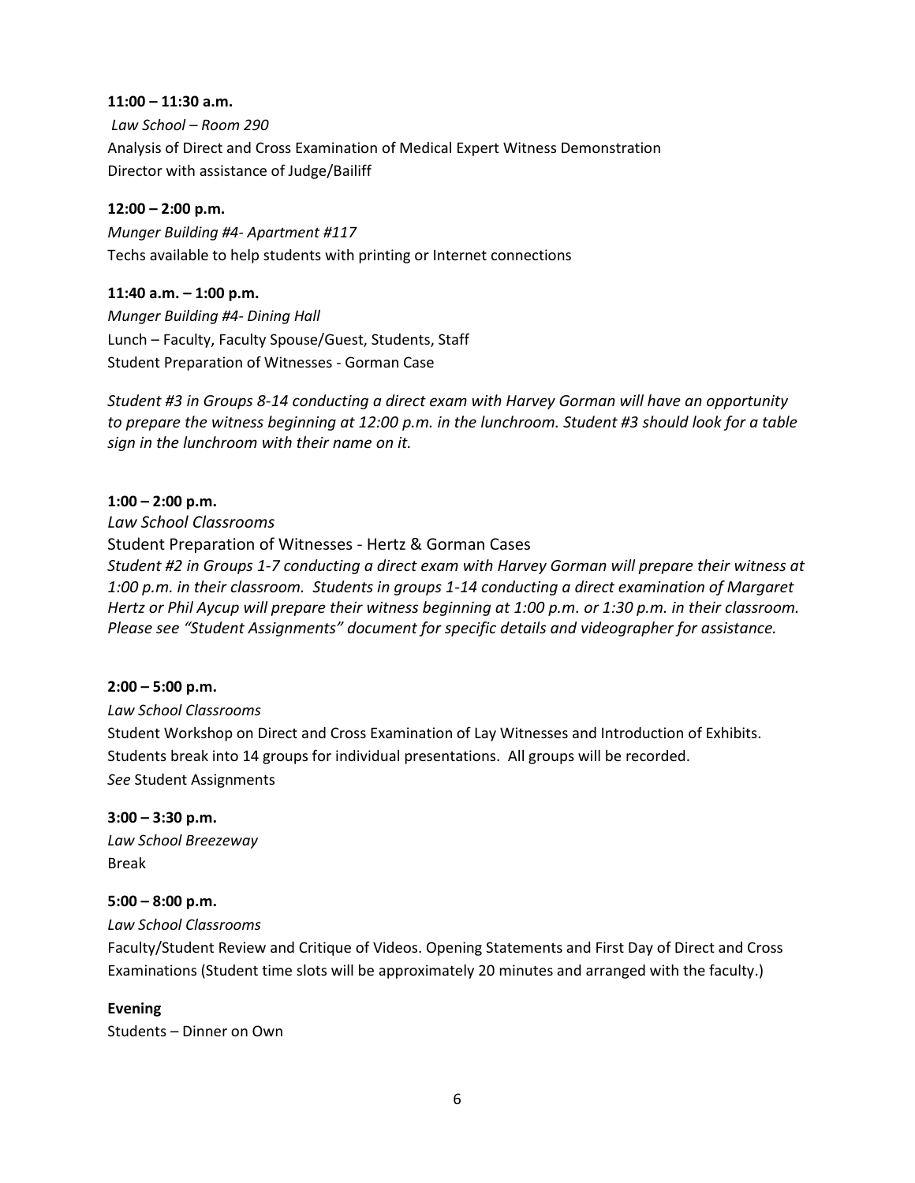**11:00 – 11:30 a.m.**

*Law School – Room 290*

Analysis of Direct and Cross Examination of Medical Expert Witness Demonstration

Director with assistance of Judge/Bailiff

**12:00 – 2:00 p.m.**

*Munger Building #4- Apartment #117*

Techs available to help students with printing or Internet connections

**11:40 a.m. – 1:00 p.m.**

*Munger Building #4- Dining Hall*

Lunch – Faculty, Faculty Spouse/Guest, Students, Staff

Student Preparation of Witnesses - Gorman Case

*Student #3 in Groups 8-14 conducting a direct exam with Harvey Gorman will have an opportunity to prepare the witness beginning at 12:00 p.m. in the lunchroom. Student #3 should look for a table sign in the lunchroom with their name on it.*

**1:00 – 2:00 p.m.**

*Law School Classrooms*

Student Preparation of Witnesses - Hertz & Gorman Cases

*Student #2 in Groups 1-7 conducting a direct exam with Harvey Gorman will prepare their witness at 1:00 p.m. in their classroom. Students in groups 1-14 conducting a direct examination of Margaret Hertz or Phil Aycup will prepare their witness beginning at 1:00 p.m. or 1:30 p.m. in their classroom. Please see "Student Assignments" document for specific details and videographer for assistance.*

**2:00 – 5:00 p.m.**

*Law School Classrooms*

Student Workshop on Direct and Cross Examination of Lay Witnesses and Introduction of Exhibits. Students break into 14 groups for individual presentations. All groups will be recorded.

*See* Student Assignments

**3:00 – 3:30 p.m.**

*Law School Breezeway*

Break

**5:00 – 8:00 p.m.**

*Law School Classrooms*

Faculty/Student Review and Critique of Videos. Opening Statements and First Day of Direct and Cross Examinations (Student time slots will be approximately 20 minutes and arranged with the faculty.)

**Evening**

Students – Dinner on Own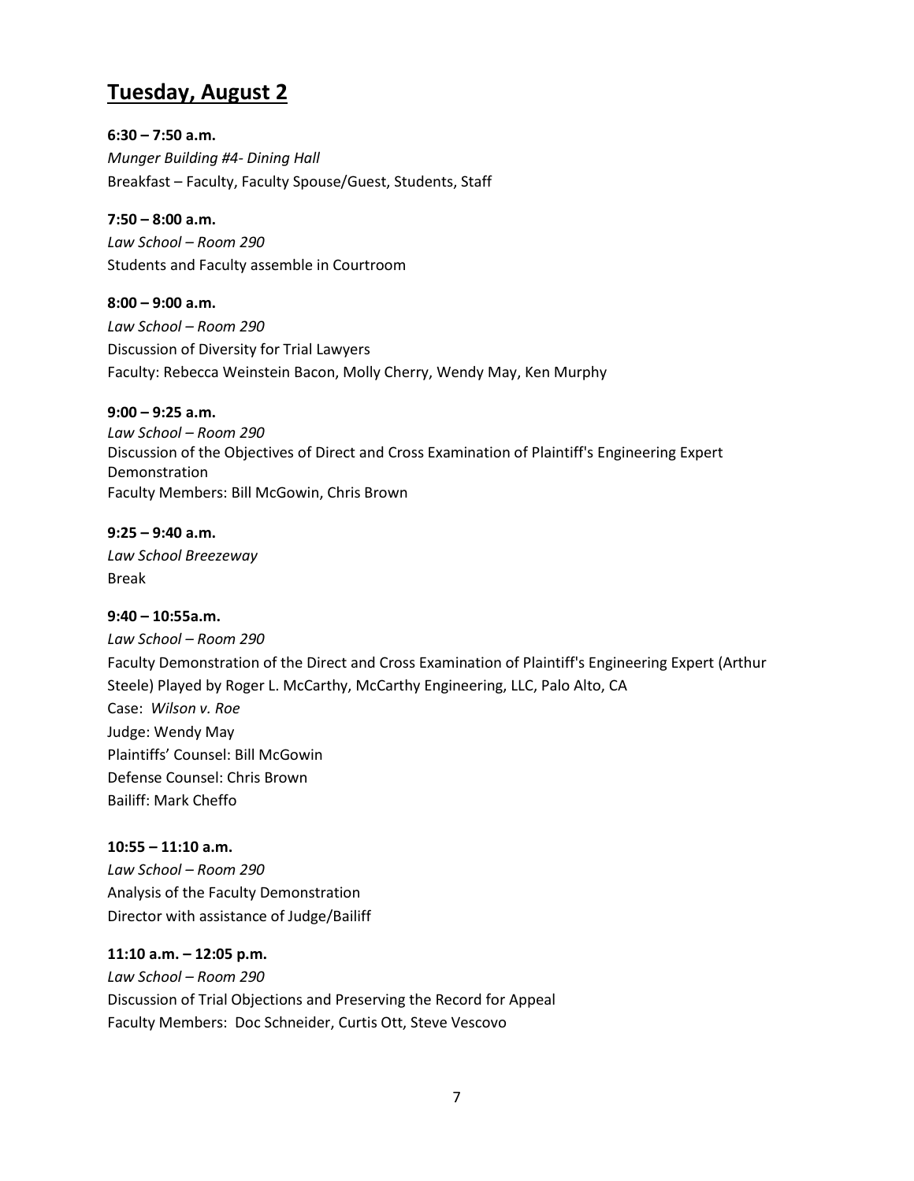## **Tuesday, August 2**

**6:30 – 7:50 a.m.**  
*Munger Building #4- Dining Hall*  
Breakfast – Faculty, Faculty Spouse/Guest, Students, Staff

**7:50 – 8:00 a.m.**  
*Law School – Room 290*  
Students and Faculty assemble in Courtroom

**8:00 – 9:00 a.m.**  
*Law School – Room 290*  
Discussion of Diversity for Trial Lawyers  
Faculty: Rebecca Weinstein Bacon, Molly Cherry, Wendy May, Ken Murphy

**9:00 – 9:25 a.m.**  
*Law School – Room 290*  
Discussion of the Objectives of Direct and Cross Examination of Plaintiff's Engineering Expert Demonstration  
Faculty Members: Bill McGowin, Chris Brown

**9:25 – 9:40 a.m.**  
*Law School Breezeway*  
Break

**9:40 – 10:55a.m.**  
*Law School – Room 290*  
Faculty Demonstration of the Direct and Cross Examination of Plaintiff's Engineering Expert (Arthur Steele) Played by Roger L. McCarthy, McCarthy Engineering, LLC, Palo Alto, CA  
Case: *Wilson v. Roe*  
Judge: Wendy May  
Plaintiffs' Counsel: Bill McGowin  
Defense Counsel: Chris Brown  
Bailiff: Mark Cheffo

**10:55 – 11:10 a.m.**  
*Law School – Room 290*  
Analysis of the Faculty Demonstration  
Director with assistance of Judge/Bailiff

**11:10 a.m. – 12:05 p.m.**  
*Law School – Room 290*  
Discussion of Trial Objections and Preserving the Record for Appeal  
Faculty Members: Doc Schneider, Curtis Ott, Steve Vescovo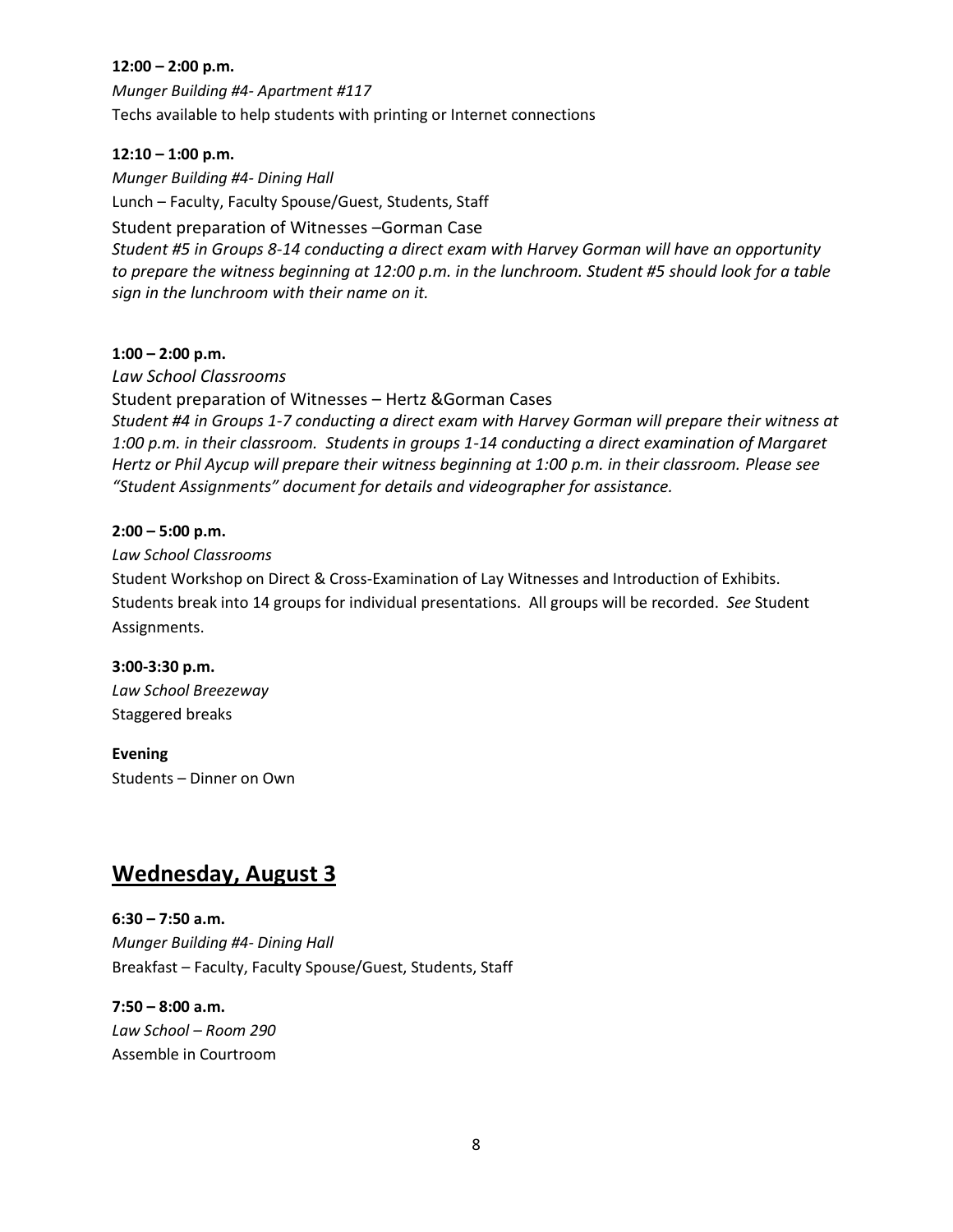**12:00 – 2:00 p.m.**

*Munger Building #4- Apartment #117*

Techs available to help students with printing or Internet connections

**12:10 – 1:00 p.m.**

*Munger Building #4- Dining Hall*

Lunch – Faculty, Faculty Spouse/Guest, Students, Staff

Student preparation of Witnesses –Gorman Case

*Student #5 in Groups 8-14 conducting a direct exam with Harvey Gorman will have an opportunity to prepare the witness beginning at 12:00 p.m. in the lunchroom. Student #5 should look for a table sign in the lunchroom with their name on it.*

**1:00 – 2:00 p.m.**

*Law School Classrooms*

Student preparation of Witnesses – Hertz &Gorman Cases

*Student #4 in Groups 1-7 conducting a direct exam with Harvey Gorman will prepare their witness at 1:00 p.m. in their classroom. Students in groups 1-14 conducting a direct examination of Margaret Hertz or Phil Aycup will prepare their witness beginning at 1:00 p.m. in their classroom. Please see "Student Assignments" document for details and videographer for assistance.*

**2:00 – 5:00 p.m.**

*Law School Classrooms*

Student Workshop on Direct & Cross-Examination of Lay Witnesses and Introduction of Exhibits. Students break into 14 groups for individual presentations. All groups will be recorded. *See* Student Assignments.

**3:00-3:30 p.m.**

*Law School Breezeway*

Staggered breaks

**Evening**

Students – Dinner on Own

## Wednesday, August 3

**6:30 – 7:50 a.m.**

*Munger Building #4- Dining Hall*

Breakfast – Faculty, Faculty Spouse/Guest, Students, Staff

**7:50 – 8:00 a.m.**

*Law School – Room 290*

Assemble in Courtroom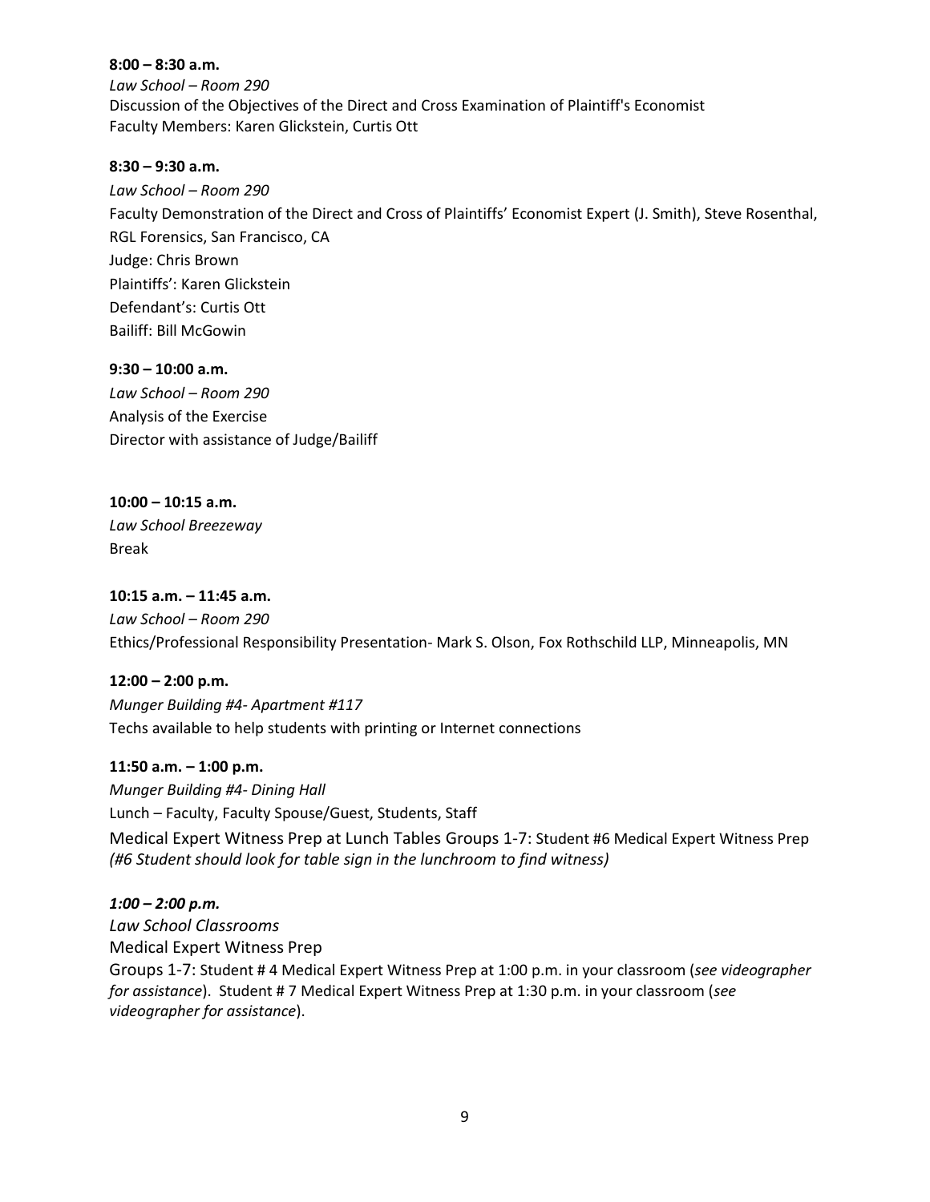**8:00 – 8:30 a.m.**
*Law School – Room 290*
Discussion of the Objectives of the Direct and Cross Examination of Plaintiff's Economist
Faculty Members: Karen Glickstein, Curtis Ott

**8:30 – 9:30 a.m.**
*Law School – Room 290*
Faculty Demonstration of the Direct and Cross of Plaintiffs' Economist Expert (J. Smith), Steve Rosenthal, RGL Forensics, San Francisco, CA
Judge: Chris Brown
Plaintiffs': Karen Glickstein
Defendant's: Curtis Ott
Bailiff: Bill McGowin

**9:30 – 10:00 a.m.**
*Law School – Room 290*
Analysis of the Exercise
Director with assistance of Judge/Bailiff

**10:00 – 10:15 a.m.**
*Law School Breezeway*
Break

**10:15 a.m. – 11:45 a.m.**
*Law School – Room 290*
Ethics/Professional Responsibility Presentation- Mark S. Olson, Fox Rothschild LLP, Minneapolis, MN

**12:00 – 2:00 p.m.**
*Munger Building #4- Apartment #117*
Techs available to help students with printing or Internet connections

**11:50 a.m. – 1:00 p.m.**
*Munger Building #4- Dining Hall*
Lunch – Faculty, Faculty Spouse/Guest, Students, Staff
Medical Expert Witness Prep at Lunch Tables Groups 1-7: Student #6 Medical Expert Witness Prep *(#6 Student should look for table sign in the lunchroom to find witness)*

***1:00 – 2:00 p.m.***
*Law School Classrooms*
Medical Expert Witness Prep
Groups 1-7: Student # 4 Medical Expert Witness Prep at 1:00 p.m. in your classroom (*see videographer for assistance*). Student # 7 Medical Expert Witness Prep at 1:30 p.m. in your classroom (*see videographer for assistance*).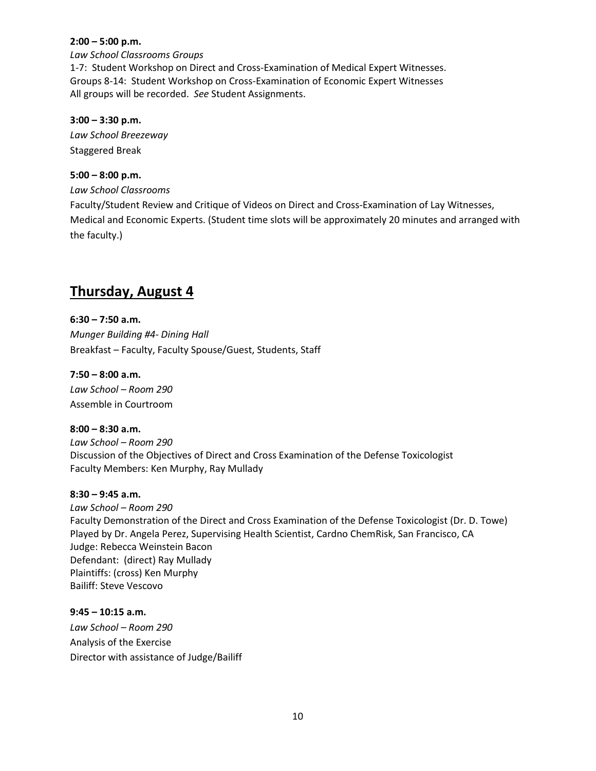**2:00 – 5:00 p.m.**
*Law School Classrooms Groups*
1-7: Student Workshop on Direct and Cross-Examination of Medical Expert Witnesses.
Groups 8-14: Student Workshop on Cross-Examination of Economic Expert Witnesses
All groups will be recorded. *See* Student Assignments.

**3:00 – 3:30 p.m.**
*Law School Breezeway*
Staggered Break

**5:00 – 8:00 p.m.**
*Law School Classrooms*
Faculty/Student Review and Critique of Videos on Direct and Cross-Examination of Lay Witnesses, Medical and Economic Experts. (Student time slots will be approximately 20 minutes and arranged with the faculty.)

## Thursday, August 4

**6:30 – 7:50 a.m.**
*Munger Building #4- Dining Hall*
Breakfast – Faculty, Faculty Spouse/Guest, Students, Staff

**7:50 – 8:00 a.m.**
*Law School – Room 290*
Assemble in Courtroom

**8:00 – 8:30 a.m.**
*Law School – Room 290*
Discussion of the Objectives of Direct and Cross Examination of the Defense Toxicologist
Faculty Members: Ken Murphy, Ray Mullady

**8:30 – 9:45 a.m.**
*Law School – Room 290*
Faculty Demonstration of the Direct and Cross Examination of the Defense Toxicologist (Dr. D. Towe)
Played by Dr. Angela Perez, Supervising Health Scientist, Cardno ChemRisk, San Francisco, CA
Judge: Rebecca Weinstein Bacon
Defendant: (direct) Ray Mullady
Plaintiffs: (cross) Ken Murphy
Bailiff: Steve Vescovo

**9:45 – 10:15 a.m.**
*Law School – Room 290*
Analysis of the Exercise
Director with assistance of Judge/Bailiff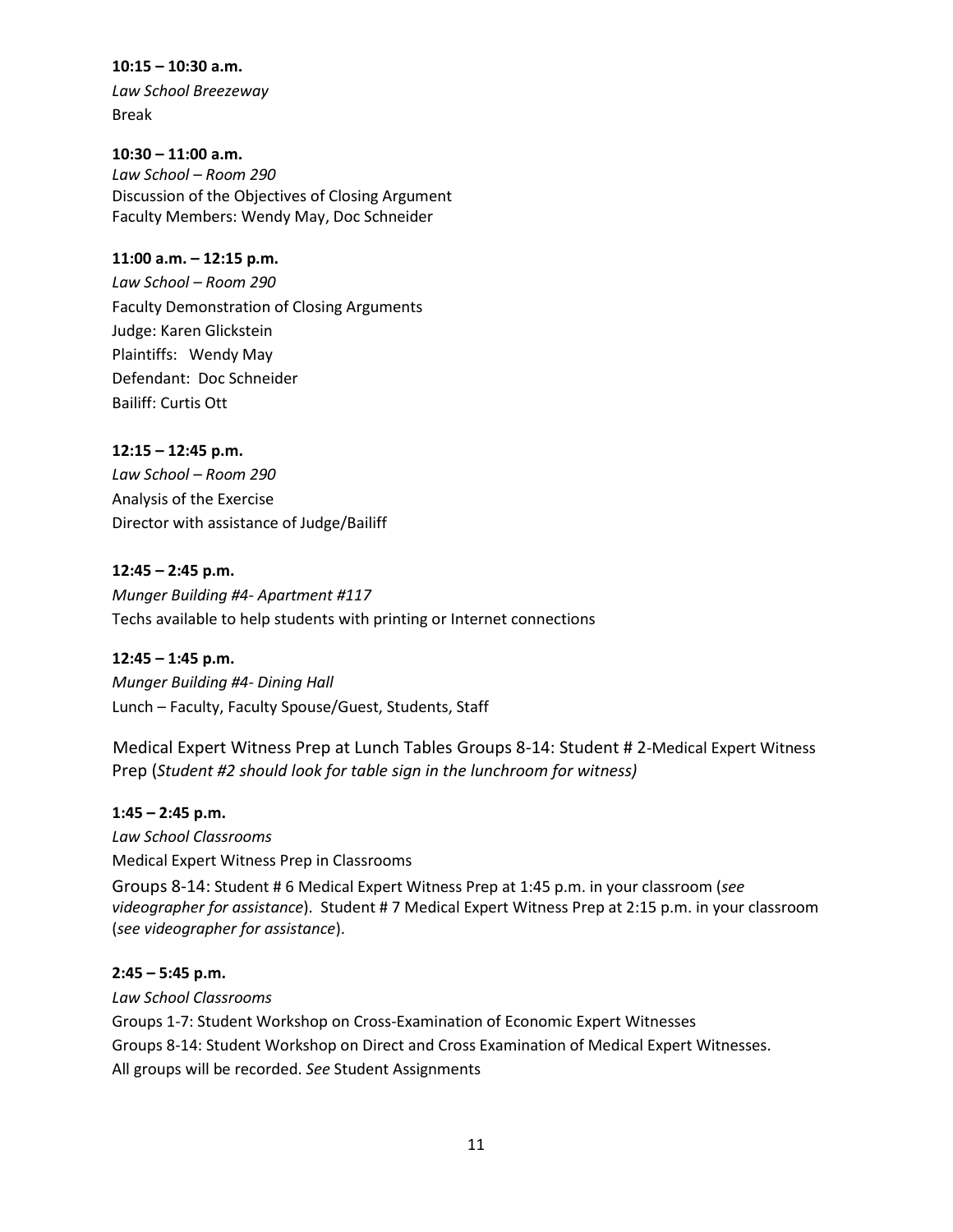**10:15 – 10:30 a.m.**
*Law School Breezeway*
Break

**10:30 – 11:00 a.m.**
*Law School – Room 290*
Discussion of the Objectives of Closing Argument
Faculty Members: Wendy May, Doc Schneider

**11:00 a.m. – 12:15 p.m.**
*Law School – Room 290*
Faculty Demonstration of Closing Arguments
Judge: Karen Glickstein
Plaintiffs: Wendy May
Defendant: Doc Schneider
Bailiff: Curtis Ott

**12:15 – 12:45 p.m.**
*Law School – Room 290*
Analysis of the Exercise
Director with assistance of Judge/Bailiff

**12:45 – 2:45 p.m.**
*Munger Building #4- Apartment #117*
Techs available to help students with printing or Internet connections

**12:45 – 1:45 p.m.**
*Munger Building #4- Dining Hall*
Lunch – Faculty, Faculty Spouse/Guest, Students, Staff

Medical Expert Witness Prep at Lunch Tables Groups 8-14: Student # 2-Medical Expert Witness Prep (*Student #2 should look for table sign in the lunchroom for witness)*

**1:45 – 2:45 p.m.**
*Law School Classrooms*
Medical Expert Witness Prep in Classrooms

Groups 8-14: Student # 6 Medical Expert Witness Prep at 1:45 p.m. in your classroom (*see videographer for assistance*). Student # 7 Medical Expert Witness Prep at 2:15 p.m. in your classroom (*see videographer for assistance*).

**2:45 – 5:45 p.m.**
*Law School Classrooms*
Groups 1-7: Student Workshop on Cross-Examination of Economic Expert Witnesses
Groups 8-14: Student Workshop on Direct and Cross Examination of Medical Expert Witnesses.
All groups will be recorded. *See* Student Assignments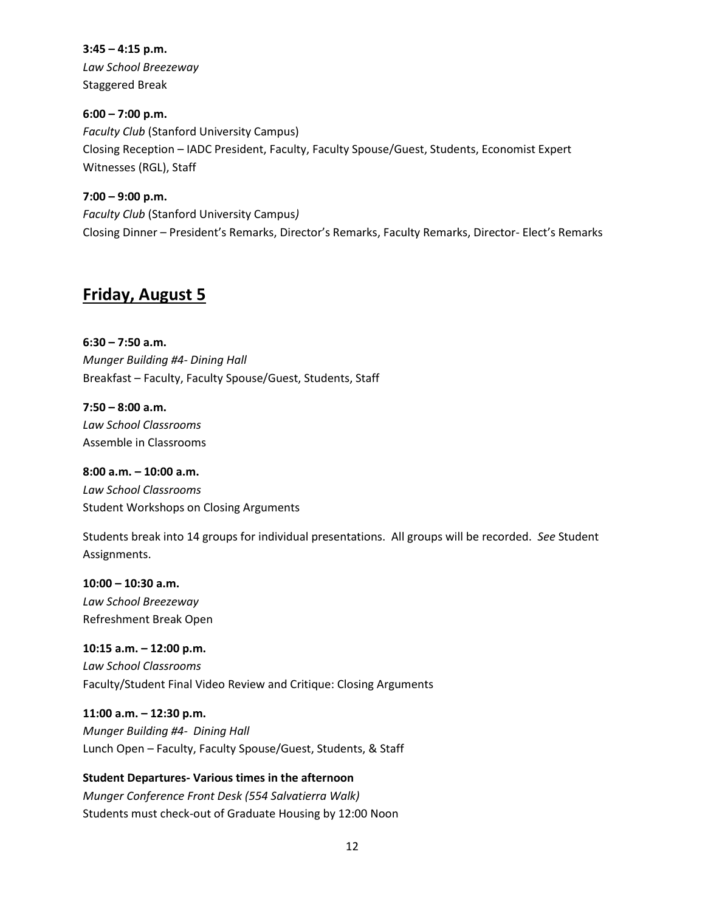**3:45 – 4:15 p.m.**
*Law School Breezeway*
Staggered Break

**6:00 – 7:00 p.m.**
*Faculty Club* (Stanford University Campus)
Closing Reception – IADC President, Faculty, Faculty Spouse/Guest, Students, Economist Expert Witnesses (RGL), Staff

**7:00 – 9:00 p.m.**
*Faculty Club* (Stanford University Campus*)*
Closing Dinner – President's Remarks, Director's Remarks, Faculty Remarks, Director- Elect's Remarks

## Friday, August 5

**6:30 – 7:50 a.m.**
*Munger Building #4- Dining Hall*
Breakfast – Faculty, Faculty Spouse/Guest, Students, Staff

**7:50 – 8:00 a.m.**
*Law School Classrooms*
Assemble in Classrooms

**8:00 a.m. – 10:00 a.m.**
*Law School Classrooms*
Student Workshops on Closing Arguments

Students break into 14 groups for individual presentations. All groups will be recorded. *See* Student Assignments.

**10:00 – 10:30 a.m.**
*Law School Breezeway*
Refreshment Break Open

**10:15 a.m. – 12:00 p.m.**
*Law School Classrooms*
Faculty/Student Final Video Review and Critique: Closing Arguments

**11:00 a.m. – 12:30 p.m.**
*Munger Building #4- Dining Hall*
Lunch Open – Faculty, Faculty Spouse/Guest, Students, & Staff

**Student Departures- Various times in the afternoon**
*Munger Conference Front Desk (554 Salvatierra Walk)*
Students must check-out of Graduate Housing by 12:00 Noon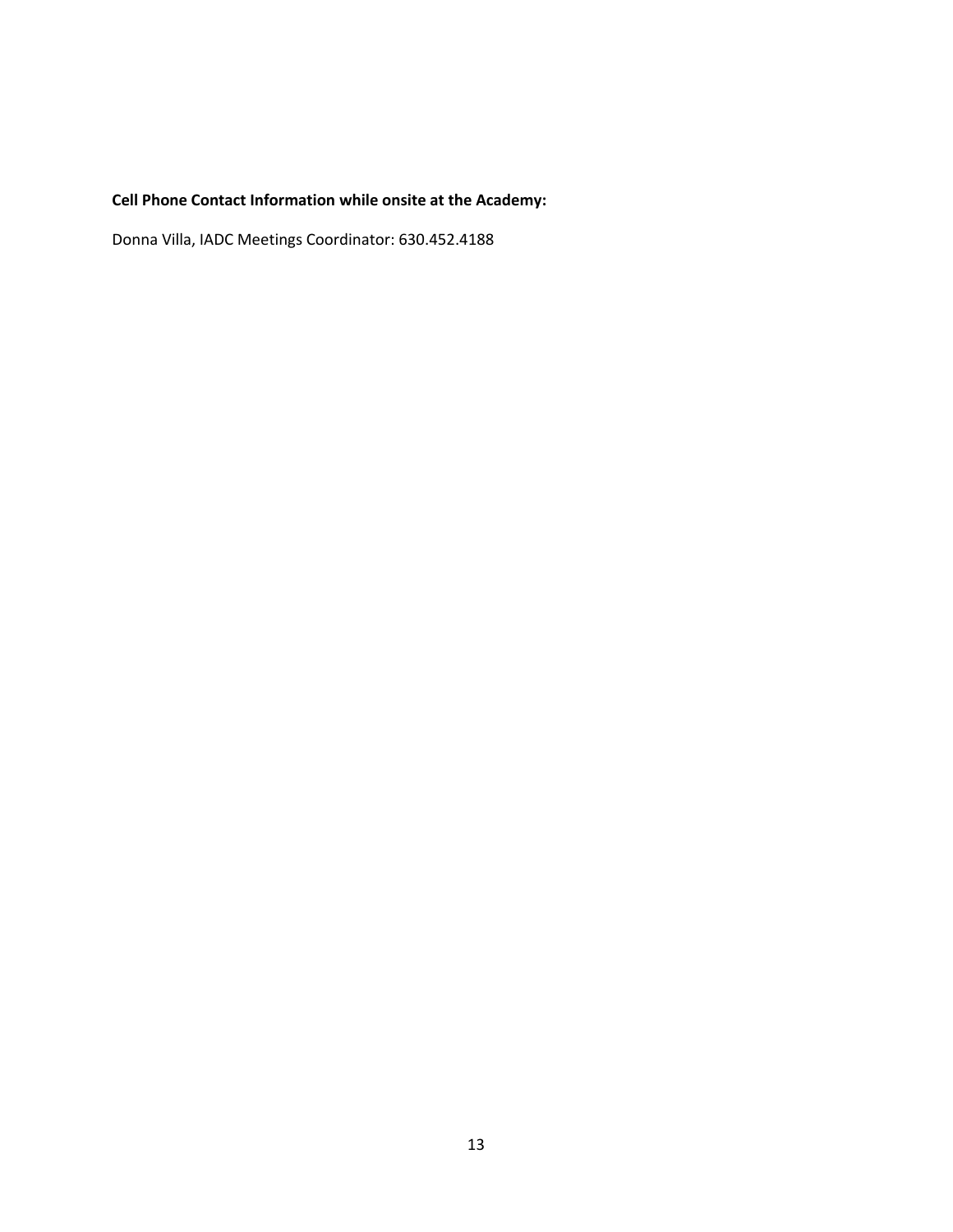**Cell Phone Contact Information while onsite at the Academy:**

Donna Villa, IADC Meetings Coordinator: 630.452.4188